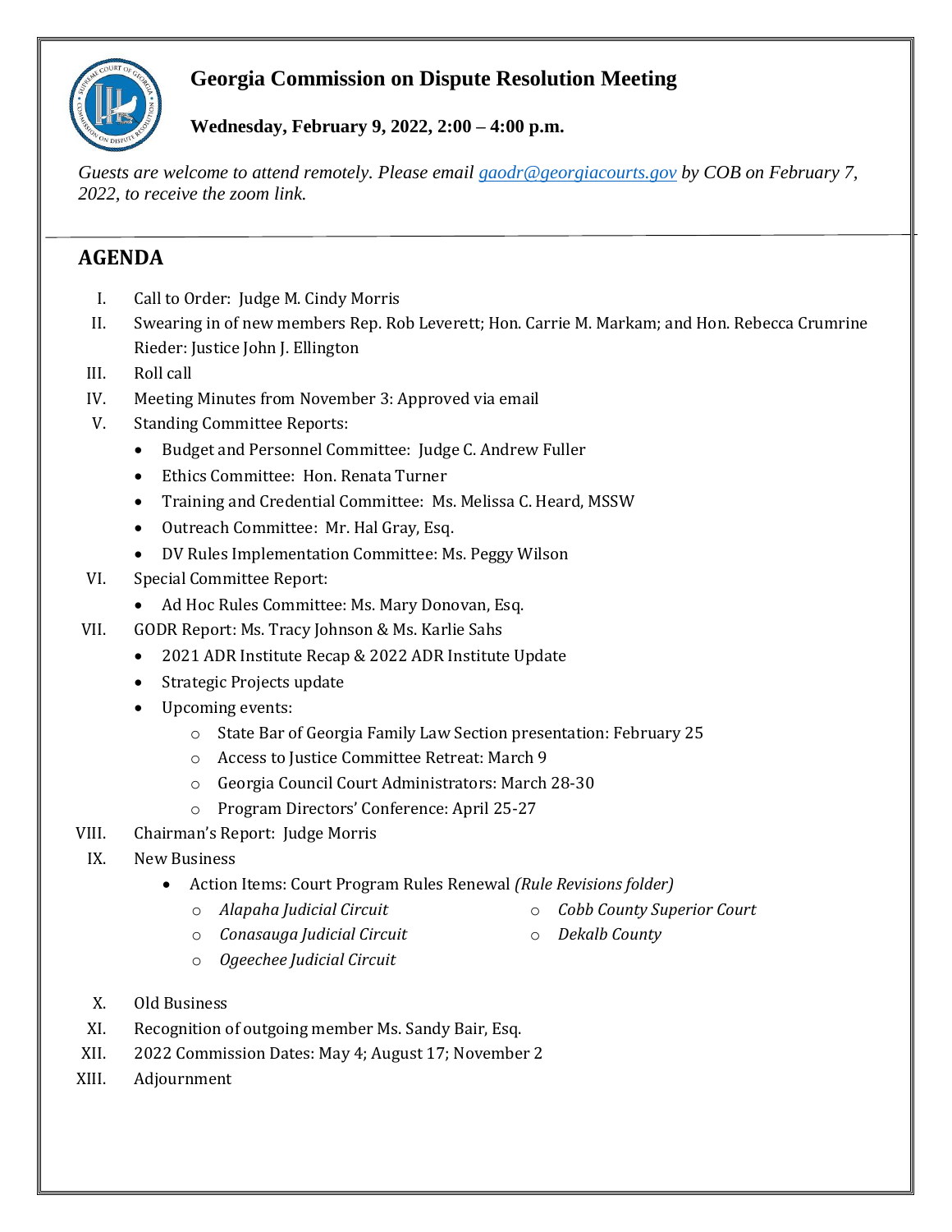# Georgia Commission on Dispute Resolution Meeting

**Wednesday, February 9, 2022, 2:00 – 4:00 p.m.**

*Guests are welcome to attend remotely. Please email [gaodr@georgiacourts.gov](mailto:gaodr@georgiacourts.gov) by COB on February 7, 2022, to receive the zoom link.*

---

## AGENDA

I. Call to Order: Judge M. Cindy Morris

II. Swearing in of new members Rep. Rob Leverett; Hon. Carrie M. Markam; and Hon. Rebecca Crumrine Rieder: Justice John J. Ellington

III. Roll call

IV. Meeting Minutes from November 3: Approved via email

V. Standing Committee Reports:
- Budget and Personnel Committee: Judge C. Andrew Fuller
- Ethics Committee: Hon. Renata Turner
- Training and Credential Committee: Ms. Melissa C. Heard, MSSW
- Outreach Committee: Mr. Hal Gray, Esq.
- DV Rules Implementation Committee: Ms. Peggy Wilson

VI. Special Committee Report:
- Ad Hoc Rules Committee: Ms. Mary Donovan, Esq.

VII. GODR Report: Ms. Tracy Johnson & Ms. Karlie Sahs
- 2021 ADR Institute Recap & 2022 ADR Institute Update
- Strategic Projects update
- Upcoming events:
  - State Bar of Georgia Family Law Section presentation: February 25
  - Access to Justice Committee Retreat: March 9
  - Georgia Council Court Administrators: March 28-30
  - Program Directors' Conference: April 25-27

VIII. Chairman's Report: Judge Morris

IX. New Business
- Action Items: Court Program Rules Renewal *(Rule Revisions folder)*
  - *Alapaha Judicial Circuit*
  - *Conasauga Judicial Circuit*
  - *Ogeechee Judicial Circuit*
  - *Cobb County Superior Court*
  - *Dekalb County*

X. Old Business

XI. Recognition of outgoing member Ms. Sandy Bair, Esq.

XII. 2022 Commission Dates: May 4; August 17; November 2

XIII. Adjournment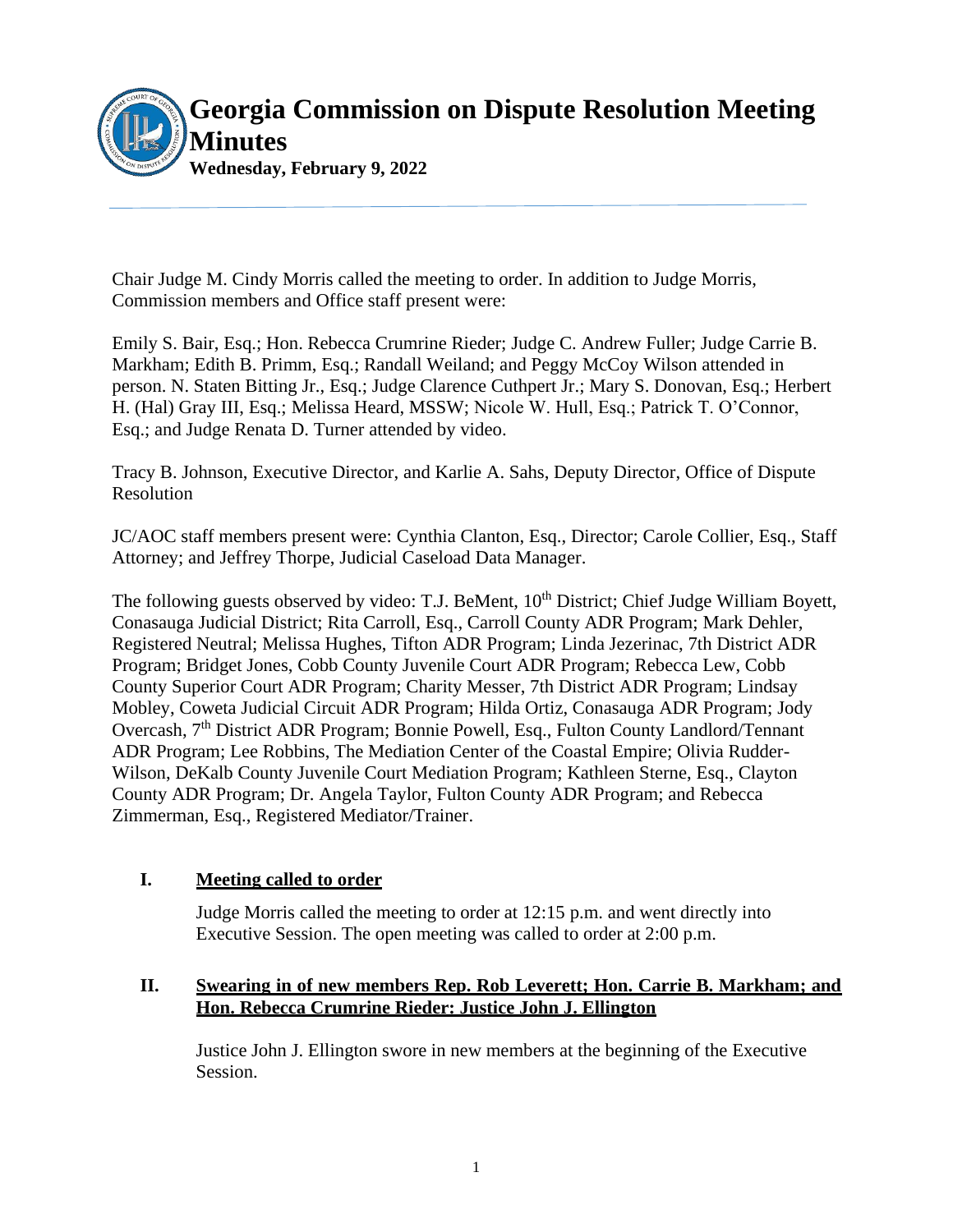# Georgia Commission on Dispute Resolution Meeting Minutes

**Wednesday, February 9, 2022**

Chair Judge M. Cindy Morris called the meeting to order. In addition to Judge Morris, Commission members and Office staff present were:

Emily S. Bair, Esq.; Hon. Rebecca Crumrine Rieder; Judge C. Andrew Fuller; Judge Carrie B. Markham; Edith B. Primm, Esq.; Randall Weiland; and Peggy McCoy Wilson attended in person. N. Staten Bitting Jr., Esq.; Judge Clarence Cuthpert Jr.; Mary S. Donovan, Esq.; Herbert H. (Hal) Gray III, Esq.; Melissa Heard, MSSW; Nicole W. Hull, Esq.; Patrick T. O'Connor, Esq.; and Judge Renata D. Turner attended by video.

Tracy B. Johnson, Executive Director, and Karlie A. Sahs, Deputy Director, Office of Dispute Resolution

JC/AOC staff members present were: Cynthia Clanton, Esq., Director; Carole Collier, Esq., Staff Attorney; and Jeffrey Thorpe, Judicial Caseload Data Manager.

The following guests observed by video: T.J. BeMent, 10th District; Chief Judge William Boyett, Conasauga Judicial District; Rita Carroll, Esq., Carroll County ADR Program; Mark Dehler, Registered Neutral; Melissa Hughes, Tifton ADR Program; Linda Jezerinac, 7th District ADR Program; Bridget Jones, Cobb County Juvenile Court ADR Program; Rebecca Lew, Cobb County Superior Court ADR Program; Charity Messer, 7th District ADR Program; Lindsay Mobley, Coweta Judicial Circuit ADR Program; Hilda Ortiz, Conasauga ADR Program; Jody Overcash, 7th District ADR Program; Bonnie Powell, Esq., Fulton County Landlord/Tennant ADR Program; Lee Robbins, The Mediation Center of the Coastal Empire; Olivia Rudder-Wilson, DeKalb County Juvenile Court Mediation Program; Kathleen Sterne, Esq., Clayton County ADR Program; Dr. Angela Taylor, Fulton County ADR Program; and Rebecca Zimmerman, Esq., Registered Mediator/Trainer.

## I. Meeting called to order

Judge Morris called the meeting to order at 12:15 p.m. and went directly into Executive Session. The open meeting was called to order at 2:00 p.m.

## II. Swearing in of new members Rep. Rob Leverett; Hon. Carrie B. Markham; and Hon. Rebecca Crumrine Rieder: Justice John J. Ellington

Justice John J. Ellington swore in new members at the beginning of the Executive Session.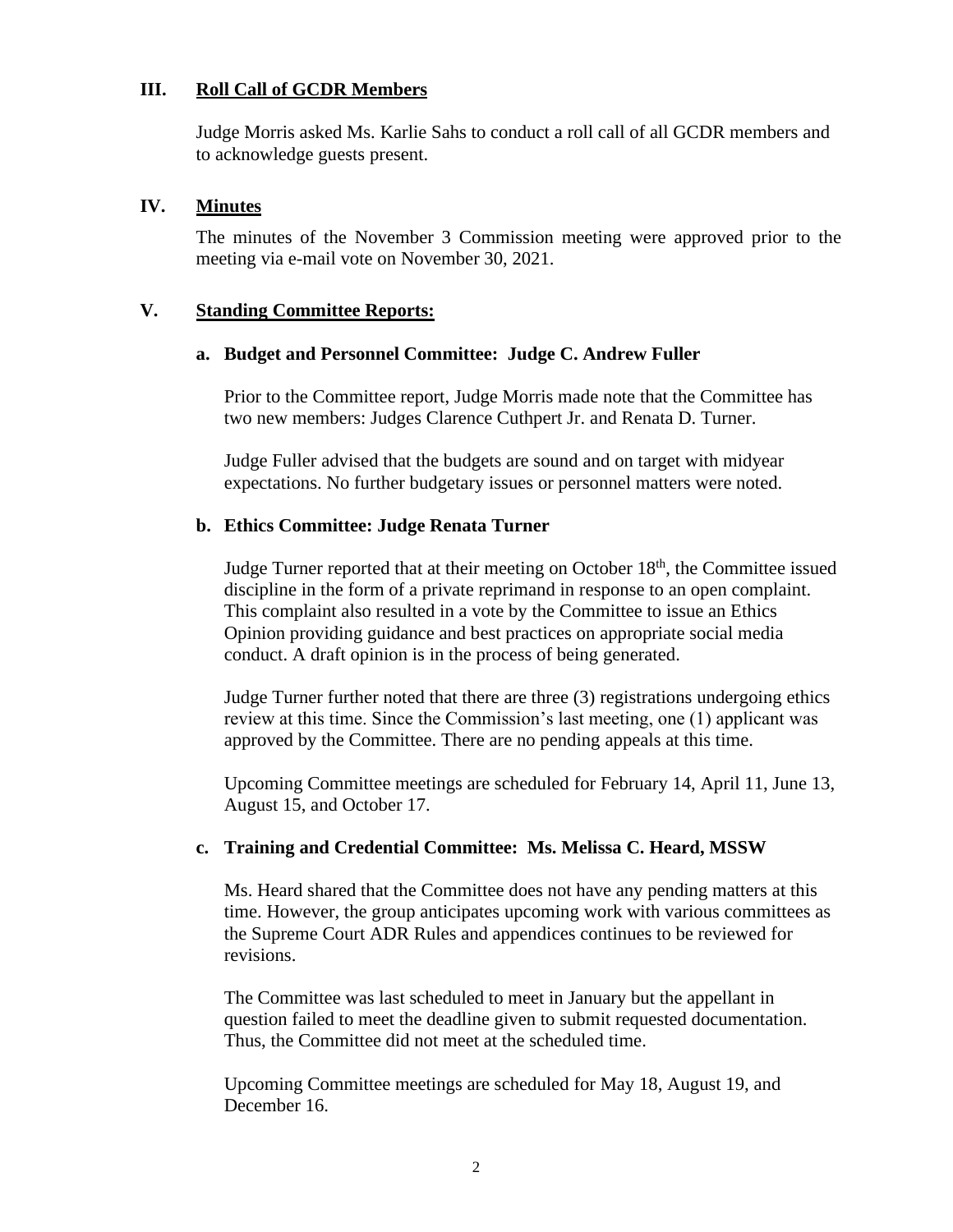## III. Roll Call of GCDR Members

Judge Morris asked Ms. Karlie Sahs to conduct a roll call of all GCDR members and to acknowledge guests present.

## IV. Minutes

The minutes of the November 3 Commission meeting were approved prior to the meeting via e-mail vote on November 30, 2021.

## V. Standing Committee Reports:

### a. Budget and Personnel Committee: Judge C. Andrew Fuller

Prior to the Committee report, Judge Morris made note that the Committee has two new members: Judges Clarence Cuthpert Jr. and Renata D. Turner.

Judge Fuller advised that the budgets are sound and on target with midyear expectations. No further budgetary issues or personnel matters were noted.

### b. Ethics Committee: Judge Renata Turner

Judge Turner reported that at their meeting on October 18th, the Committee issued discipline in the form of a private reprimand in response to an open complaint. This complaint also resulted in a vote by the Committee to issue an Ethics Opinion providing guidance and best practices on appropriate social media conduct. A draft opinion is in the process of being generated.

Judge Turner further noted that there are three (3) registrations undergoing ethics review at this time. Since the Commission's last meeting, one (1) applicant was approved by the Committee. There are no pending appeals at this time.

Upcoming Committee meetings are scheduled for February 14, April 11, June 13, August 15, and October 17.

### c. Training and Credential Committee: Ms. Melissa C. Heard, MSSW

Ms. Heard shared that the Committee does not have any pending matters at this time. However, the group anticipates upcoming work with various committees as the Supreme Court ADR Rules and appendices continues to be reviewed for revisions.

The Committee was last scheduled to meet in January but the appellant in question failed to meet the deadline given to submit requested documentation. Thus, the Committee did not meet at the scheduled time.

Upcoming Committee meetings are scheduled for May 18, August 19, and December 16.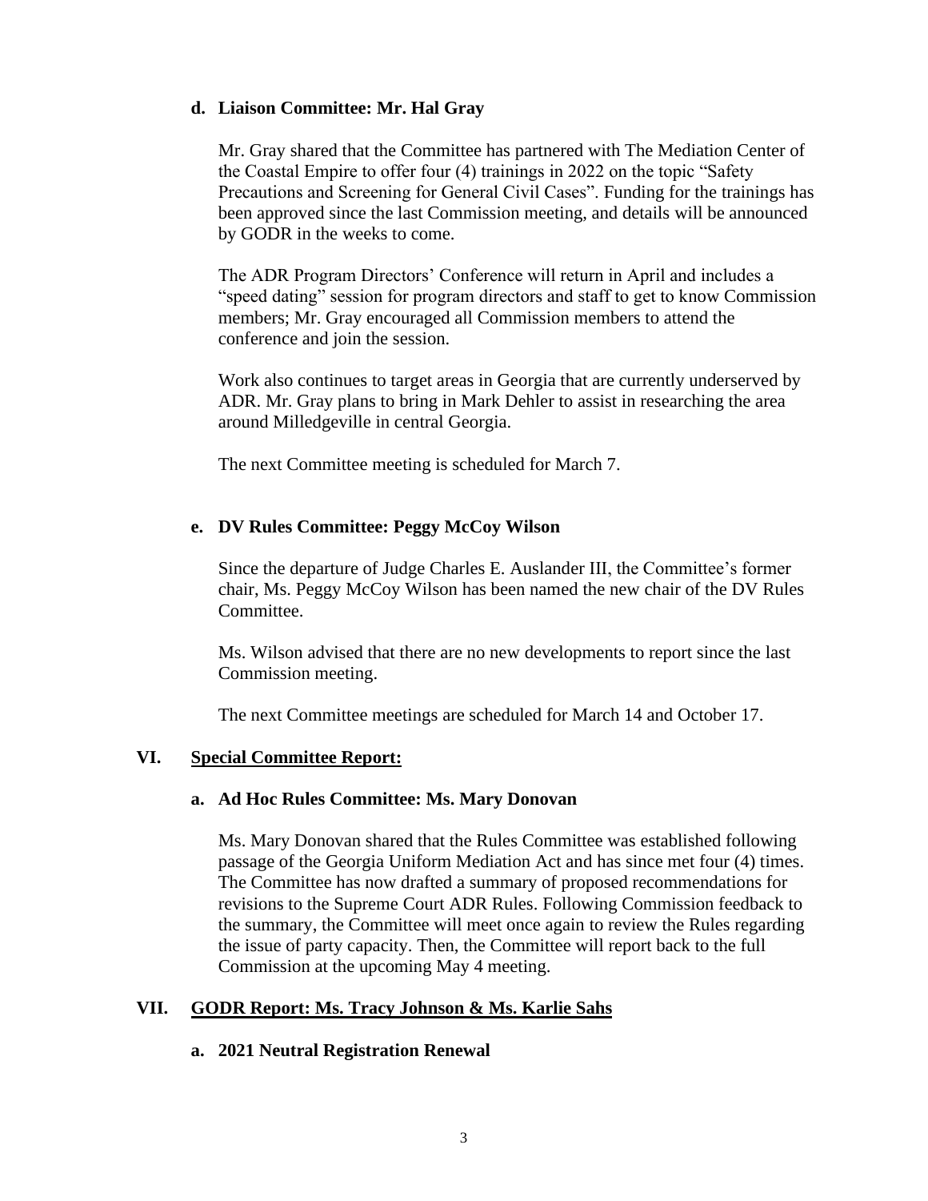### d. Liaison Committee: Mr. Hal Gray

Mr. Gray shared that the Committee has partnered with The Mediation Center of the Coastal Empire to offer four (4) trainings in 2022 on the topic "Safety Precautions and Screening for General Civil Cases". Funding for the trainings has been approved since the last Commission meeting, and details will be announced by GODR in the weeks to come.

The ADR Program Directors' Conference will return in April and includes a "speed dating" session for program directors and staff to get to know Commission members; Mr. Gray encouraged all Commission members to attend the conference and join the session.

Work also continues to target areas in Georgia that are currently underserved by ADR. Mr. Gray plans to bring in Mark Dehler to assist in researching the area around Milledgeville in central Georgia.

The next Committee meeting is scheduled for March 7.

### e. DV Rules Committee: Peggy McCoy Wilson

Since the departure of Judge Charles E. Auslander III, the Committee's former chair, Ms. Peggy McCoy Wilson has been named the new chair of the DV Rules Committee.

Ms. Wilson advised that there are no new developments to report since the last Commission meeting.

The next Committee meetings are scheduled for March 14 and October 17.

## VI. Special Committee Report:

### a. Ad Hoc Rules Committee: Ms. Mary Donovan

Ms. Mary Donovan shared that the Rules Committee was established following passage of the Georgia Uniform Mediation Act and has since met four (4) times. The Committee has now drafted a summary of proposed recommendations for revisions to the Supreme Court ADR Rules. Following Commission feedback to the summary, the Committee will meet once again to review the Rules regarding the issue of party capacity. Then, the Committee will report back to the full Commission at the upcoming May 4 meeting.

## VII. GODR Report: Ms. Tracy Johnson & Ms. Karlie Sahs

### a. 2021 Neutral Registration Renewal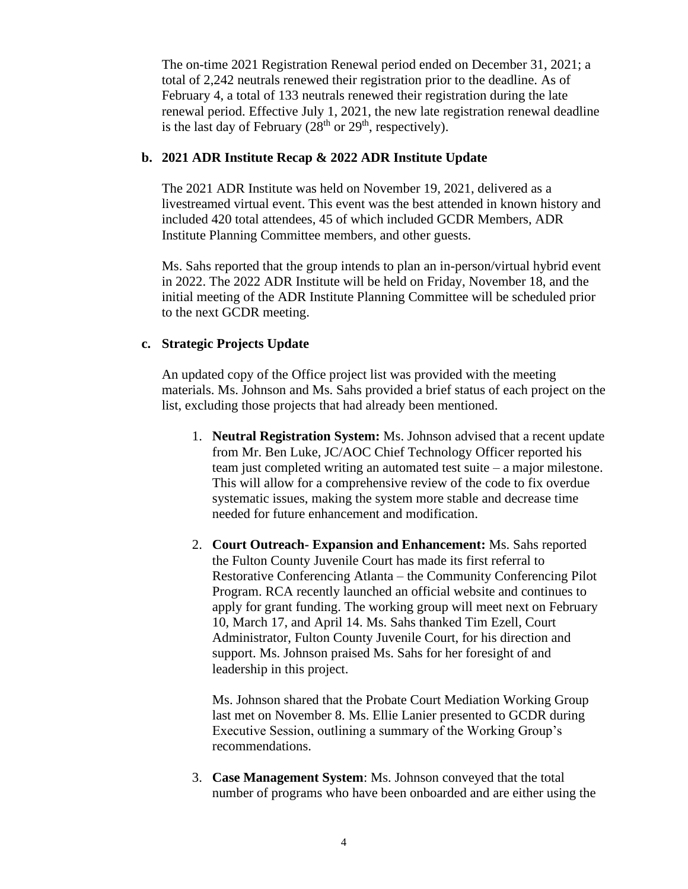The on-time 2021 Registration Renewal period ended on December 31, 2021; a total of 2,242 neutrals renewed their registration prior to the deadline. As of February 4, a total of 133 neutrals renewed their registration during the late renewal period. Effective July 1, 2021, the new late registration renewal deadline is the last day of February (28th or 29th, respectively).

**b. 2021 ADR Institute Recap & 2022 ADR Institute Update**

The 2021 ADR Institute was held on November 19, 2021, delivered as a livestreamed virtual event. This event was the best attended in known history and included 420 total attendees, 45 of which included GCDR Members, ADR Institute Planning Committee members, and other guests.

Ms. Sahs reported that the group intends to plan an in-person/virtual hybrid event in 2022. The 2022 ADR Institute will be held on Friday, November 18, and the initial meeting of the ADR Institute Planning Committee will be scheduled prior to the next GCDR meeting.

**c. Strategic Projects Update**

An updated copy of the Office project list was provided with the meeting materials. Ms. Johnson and Ms. Sahs provided a brief status of each project on the list, excluding those projects that had already been mentioned.

1. **Neutral Registration System:** Ms. Johnson advised that a recent update from Mr. Ben Luke, JC/AOC Chief Technology Officer reported his team just completed writing an automated test suite – a major milestone. This will allow for a comprehensive review of the code to fix overdue systematic issues, making the system more stable and decrease time needed for future enhancement and modification.

2. **Court Outreach- Expansion and Enhancement:** Ms. Sahs reported the Fulton County Juvenile Court has made its first referral to Restorative Conferencing Atlanta – the Community Conferencing Pilot Program. RCA recently launched an official website and continues to apply for grant funding. The working group will meet next on February 10, March 17, and April 14. Ms. Sahs thanked Tim Ezell, Court Administrator, Fulton County Juvenile Court, for his direction and support. Ms. Johnson praised Ms. Sahs for her foresight of and leadership in this project.

   Ms. Johnson shared that the Probate Court Mediation Working Group last met on November 8. Ms. Ellie Lanier presented to GCDR during Executive Session, outlining a summary of the Working Group's recommendations.

3. **Case Management System**: Ms. Johnson conveyed that the total number of programs who have been onboarded and are either using the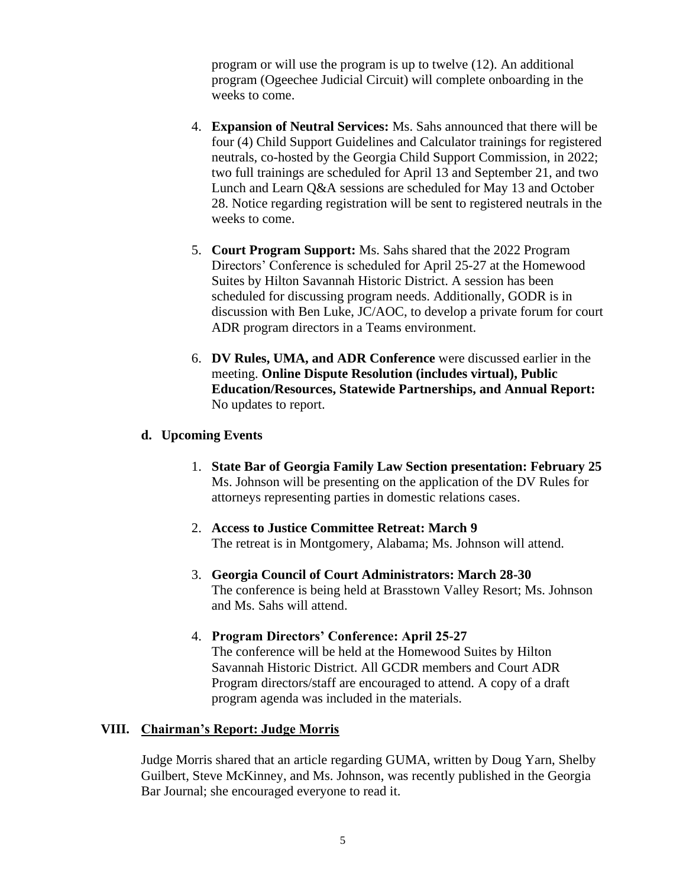program or will use the program is up to twelve (12). An additional program (Ogeechee Judicial Circuit) will complete onboarding in the weeks to come.

4. **Expansion of Neutral Services:** Ms. Sahs announced that there will be four (4) Child Support Guidelines and Calculator trainings for registered neutrals, co-hosted by the Georgia Child Support Commission, in 2022; two full trainings are scheduled for April 13 and September 21, and two Lunch and Learn Q&A sessions are scheduled for May 13 and October 28. Notice regarding registration will be sent to registered neutrals in the weeks to come.

5. **Court Program Support:** Ms. Sahs shared that the 2022 Program Directors' Conference is scheduled for April 25-27 at the Homewood Suites by Hilton Savannah Historic District. A session has been scheduled for discussing program needs. Additionally, GODR is in discussion with Ben Luke, JC/AOC, to develop a private forum for court ADR program directors in a Teams environment.

6. **DV Rules, UMA, and ADR Conference** were discussed earlier in the meeting. **Online Dispute Resolution (includes virtual), Public Education/Resources, Statewide Partnerships, and Annual Report:** No updates to report.

### d. Upcoming Events

1. **State Bar of Georgia Family Law Section presentation: February 25**
   Ms. Johnson will be presenting on the application of the DV Rules for attorneys representing parties in domestic relations cases.

2. **Access to Justice Committee Retreat: March 9**
   The retreat is in Montgomery, Alabama; Ms. Johnson will attend.

3. **Georgia Council of Court Administrators: March 28-30**
   The conference is being held at Brasstown Valley Resort; Ms. Johnson and Ms. Sahs will attend.

4. **Program Directors' Conference: April 25-27**
   The conference will be held at the Homewood Suites by Hilton Savannah Historic District. All GCDR members and Court ADR Program directors/staff are encouraged to attend. A copy of a draft program agenda was included in the materials.

## VIII. Chairman's Report: Judge Morris

Judge Morris shared that an article regarding GUMA, written by Doug Yarn, Shelby Guilbert, Steve McKinney, and Ms. Johnson, was recently published in the Georgia Bar Journal; she encouraged everyone to read it.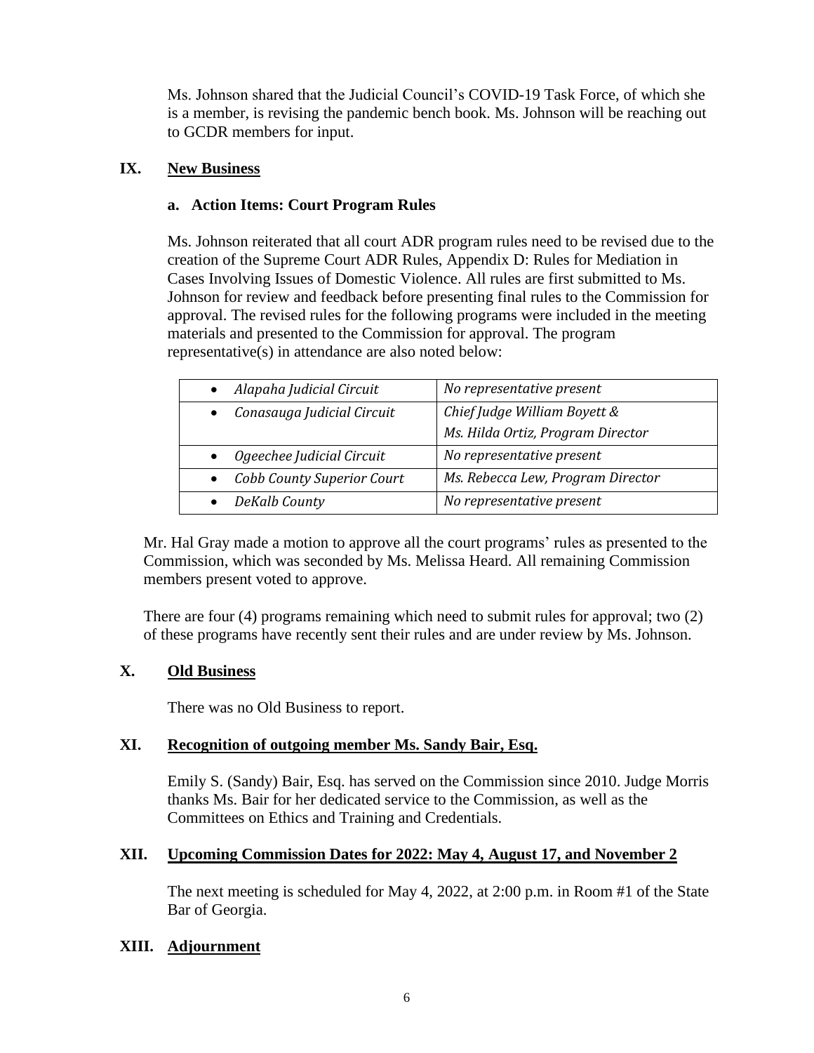Ms. Johnson shared that the Judicial Council's COVID-19 Task Force, of which she is a member, is revising the pandemic bench book. Ms. Johnson will be reaching out to GCDR members for input.

## IX. New Business

### a. Action Items: Court Program Rules

Ms. Johnson reiterated that all court ADR program rules need to be revised due to the creation of the Supreme Court ADR Rules, Appendix D: Rules for Mediation in Cases Involving Issues of Domestic Violence. All rules are first submitted to Ms. Johnson for review and feedback before presenting final rules to the Commission for approval. The revised rules for the following programs were included in the meeting materials and presented to the Commission for approval. The program representative(s) in attendance are also noted below:

| Program | Representative |
|---|---|
| • *Alapaha Judicial Circuit* | *No representative present* |
| • *Conasauga Judicial Circuit* | *Chief Judge William Boyett &* *Ms. Hilda Ortiz, Program Director* |
| • *Ogeechee Judicial Circuit* | *No representative present* |
| • *Cobb County Superior Court* | *Ms. Rebecca Lew, Program Director* |
| • *DeKalb County* | *No representative present* |

Mr. Hal Gray made a motion to approve all the court programs' rules as presented to the Commission, which was seconded by Ms. Melissa Heard. All remaining Commission members present voted to approve.

There are four (4) programs remaining which need to submit rules for approval; two (2) of these programs have recently sent their rules and are under review by Ms. Johnson.

## X. Old Business

There was no Old Business to report.

## XI. Recognition of outgoing member Ms. Sandy Bair, Esq.

Emily S. (Sandy) Bair, Esq. has served on the Commission since 2010. Judge Morris thanks Ms. Bair for her dedicated service to the Commission, as well as the Committees on Ethics and Training and Credentials.

## XII. Upcoming Commission Dates for 2022: May 4, August 17, and November 2

The next meeting is scheduled for May 4, 2022, at 2:00 p.m. in Room #1 of the State Bar of Georgia.

## XIII. Adjournment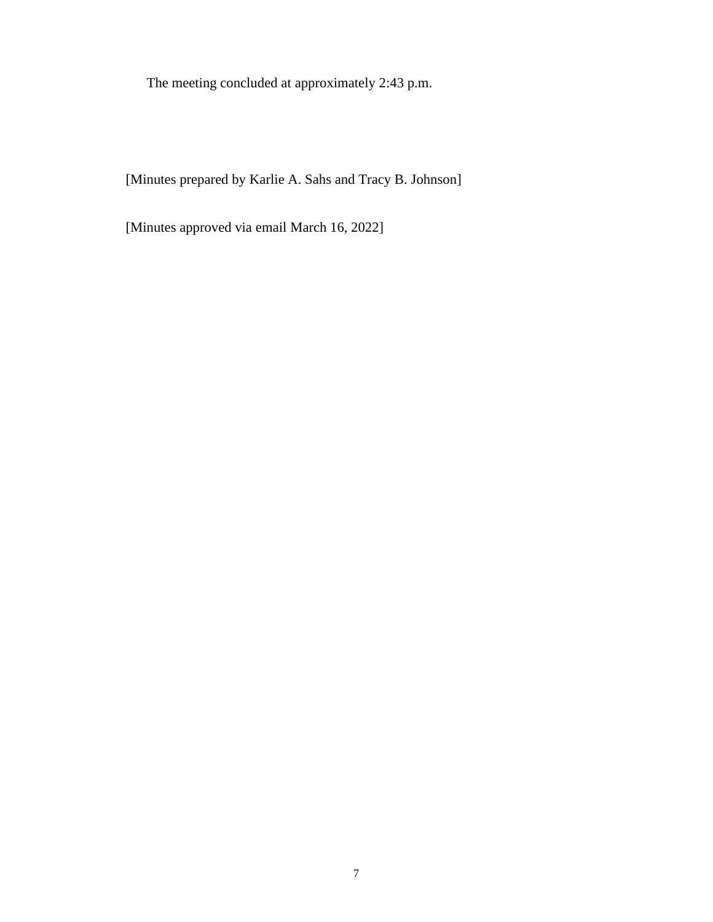The meeting concluded at approximately 2:43 p.m.

[Minutes prepared by Karlie A. Sahs and Tracy B. Johnson]

[Minutes approved via email March 16, 2022]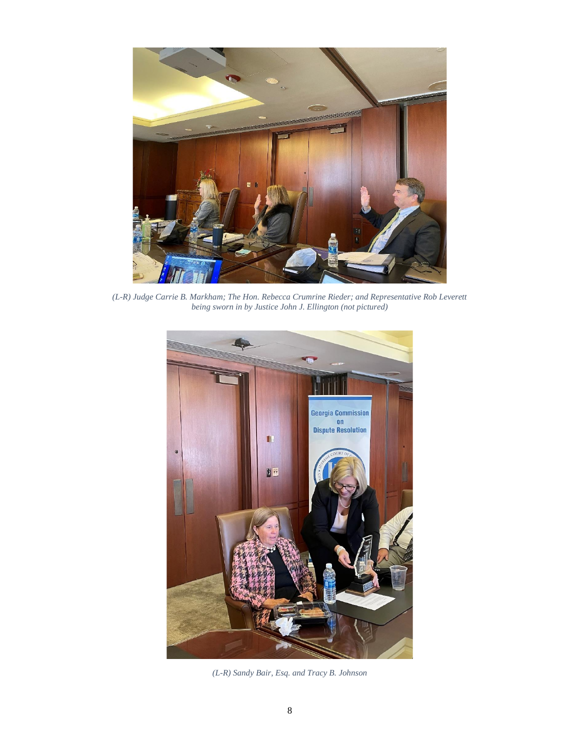*(L-R) Judge Carrie B. Markham; The Hon. Rebecca Crumrine Rieder; and Representative Rob Leverett being sworn in by Justice John J. Ellington (not pictured)*

*(L-R) Sandy Bair, Esq. and Tracy B. Johnson*